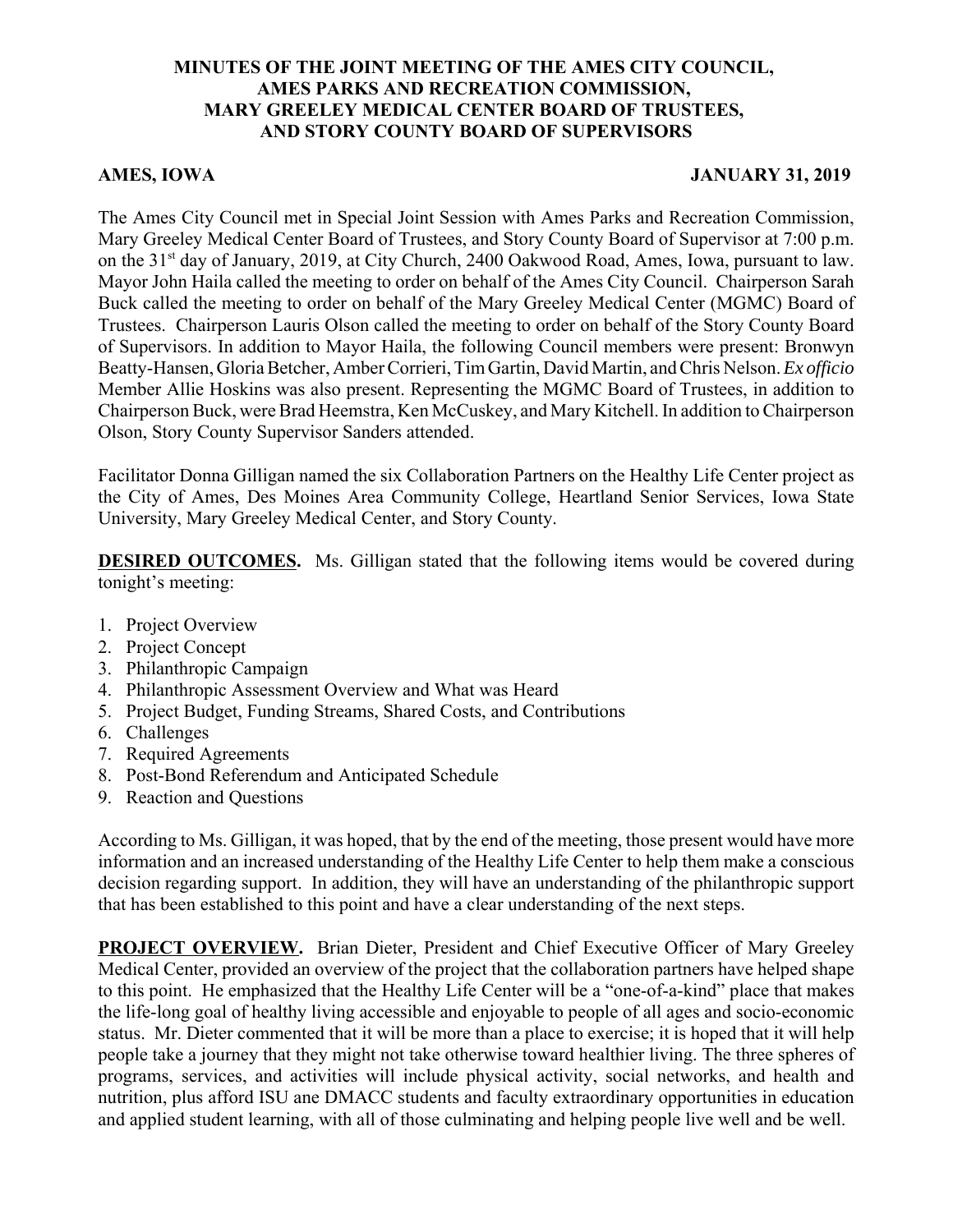# MINUTES OF THE JOINT MEETING OF THE AMES CITY COUNCIL, AMES PARKS AND RECREATION COMMISSION, MARY GREELEY MEDICAL CENTER BOARD OF TRUSTEES, AND STORY COUNTY BOARD OF SUPERVISORS

**AMES, IOWA** **JANUARY 31, 2019**

The Ames City Council met in Special Joint Session with Ames Parks and Recreation Commission, Mary Greeley Medical Center Board of Trustees, and Story County Board of Supervisor at 7:00 p.m. on the 31st day of January, 2019, at City Church, 2400 Oakwood Road, Ames, Iowa, pursuant to law. Mayor John Haila called the meeting to order on behalf of the Ames City Council. Chairperson Sarah Buck called the meeting to order on behalf of the Mary Greeley Medical Center (MGMC) Board of Trustees. Chairperson Lauris Olson called the meeting to order on behalf of the Story County Board of Supervisors. In addition to Mayor Haila, the following Council members were present: Bronwyn Beatty-Hansen, Gloria Betcher, Amber Corrieri, Tim Gartin, David Martin, and Chris Nelson. *Ex officio* Member Allie Hoskins was also present. Representing the MGMC Board of Trustees, in addition to Chairperson Buck, were Brad Heemstra, Ken McCuskey, and Mary Kitchell. In addition to Chairperson Olson, Story County Supervisor Sanders attended.

Facilitator Donna Gilligan named the six Collaboration Partners on the Healthy Life Center project as the City of Ames, Des Moines Area Community College, Heartland Senior Services, Iowa State University, Mary Greeley Medical Center, and Story County.

**DESIRED OUTCOMES.** Ms. Gilligan stated that the following items would be covered during tonight's meeting:

1. Project Overview
2. Project Concept
3. Philanthropic Campaign
4. Philanthropic Assessment Overview and What was Heard
5. Project Budget, Funding Streams, Shared Costs, and Contributions
6. Challenges
7. Required Agreements
8. Post-Bond Referendum and Anticipated Schedule
9. Reaction and Questions

According to Ms. Gilligan, it was hoped, that by the end of the meeting, those present would have more information and an increased understanding of the Healthy Life Center to help them make a conscious decision regarding support. In addition, they will have an understanding of the philanthropic support that has been established to this point and have a clear understanding of the next steps.

**PROJECT OVERVIEW.** Brian Dieter, President and Chief Executive Officer of Mary Greeley Medical Center, provided an overview of the project that the collaboration partners have helped shape to this point. He emphasized that the Healthy Life Center will be a "one-of-a-kind" place that makes the life-long goal of healthy living accessible and enjoyable to people of all ages and socio-economic status. Mr. Dieter commented that it will be more than a place to exercise; it is hoped that it will help people take a journey that they might not take otherwise toward healthier living. The three spheres of programs, services, and activities will include physical activity, social networks, and health and nutrition, plus afford ISU ane DMACC students and faculty extraordinary opportunities in education and applied student learning, with all of those culminating and helping people live well and be well.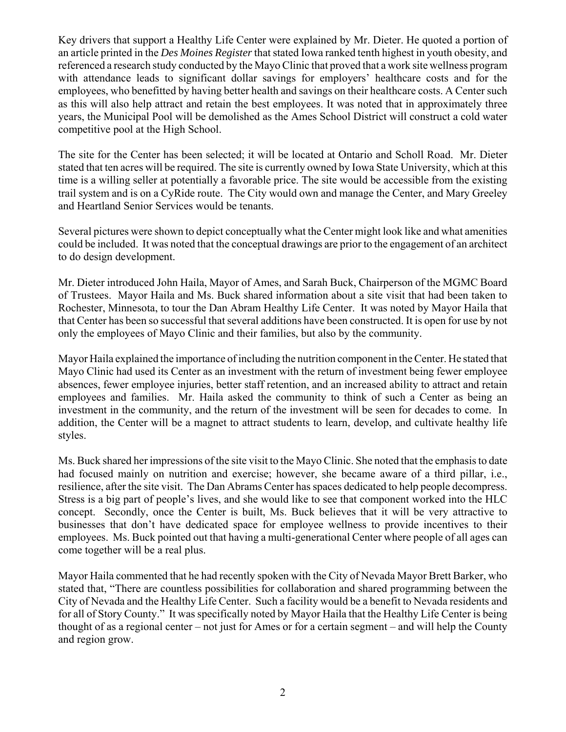Key drivers that support a Healthy Life Center were explained by Mr. Dieter. He quoted a portion of an article printed in the *Des Moines Register* that stated Iowa ranked tenth highest in youth obesity, and referenced a research study conducted by the Mayo Clinic that proved that a work site wellness program with attendance leads to significant dollar savings for employers' healthcare costs and for the employees, who benefitted by having better health and savings on their healthcare costs. A Center such as this will also help attract and retain the best employees. It was noted that in approximately three years, the Municipal Pool will be demolished as the Ames School District will construct a cold water competitive pool at the High School.

The site for the Center has been selected; it will be located at Ontario and Scholl Road. Mr. Dieter stated that ten acres will be required. The site is currently owned by Iowa State University, which at this time is a willing seller at potentially a favorable price. The site would be accessible from the existing trail system and is on a CyRide route. The City would own and manage the Center, and Mary Greeley and Heartland Senior Services would be tenants.

Several pictures were shown to depict conceptually what the Center might look like and what amenities could be included. It was noted that the conceptual drawings are prior to the engagement of an architect to do design development.

Mr. Dieter introduced John Haila, Mayor of Ames, and Sarah Buck, Chairperson of the MGMC Board of Trustees. Mayor Haila and Ms. Buck shared information about a site visit that had been taken to Rochester, Minnesota, to tour the Dan Abram Healthy Life Center. It was noted by Mayor Haila that that Center has been so successful that several additions have been constructed. It is open for use by not only the employees of Mayo Clinic and their families, but also by the community.

Mayor Haila explained the importance of including the nutrition component in the Center. He stated that Mayo Clinic had used its Center as an investment with the return of investment being fewer employee absences, fewer employee injuries, better staff retention, and an increased ability to attract and retain employees and families. Mr. Haila asked the community to think of such a Center as being an investment in the community, and the return of the investment will be seen for decades to come. In addition, the Center will be a magnet to attract students to learn, develop, and cultivate healthy life styles.

Ms. Buck shared her impressions of the site visit to the Mayo Clinic. She noted that the emphasis to date had focused mainly on nutrition and exercise; however, she became aware of a third pillar, i.e., resilience, after the site visit. The Dan Abrams Center has spaces dedicated to help people decompress. Stress is a big part of people's lives, and she would like to see that component worked into the HLC concept. Secondly, once the Center is built, Ms. Buck believes that it will be very attractive to businesses that don't have dedicated space for employee wellness to provide incentives to their employees. Ms. Buck pointed out that having a multi-generational Center where people of all ages can come together will be a real plus.

Mayor Haila commented that he had recently spoken with the City of Nevada Mayor Brett Barker, who stated that, "There are countless possibilities for collaboration and shared programming between the City of Nevada and the Healthy Life Center. Such a facility would be a benefit to Nevada residents and for all of Story County." It was specifically noted by Mayor Haila that the Healthy Life Center is being thought of as a regional center – not just for Ames or for a certain segment – and will help the County and region grow.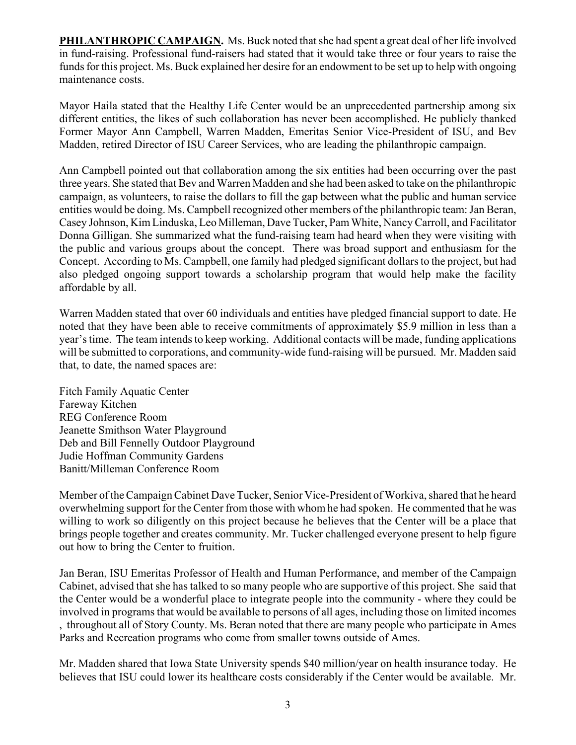**PHILANTHROPIC CAMPAIGN.** Ms. Buck noted that she had spent a great deal of her life involved in fund-raising. Professional fund-raisers had stated that it would take three or four years to raise the funds for this project. Ms. Buck explained her desire for an endowment to be set up to help with ongoing maintenance costs.

Mayor Haila stated that the Healthy Life Center would be an unprecedented partnership among six different entities, the likes of such collaboration has never been accomplished. He publicly thanked Former Mayor Ann Campbell, Warren Madden, Emeritas Senior Vice-President of ISU, and Bev Madden, retired Director of ISU Career Services, who are leading the philanthropic campaign.

Ann Campbell pointed out that collaboration among the six entities had been occurring over the past three years. She stated that Bev and Warren Madden and she had been asked to take on the philanthropic campaign, as volunteers, to raise the dollars to fill the gap between what the public and human service entities would be doing. Ms. Campbell recognized other members of the philanthropic team: Jan Beran, Casey Johnson, Kim Linduska, Leo Milleman, Dave Tucker, Pam White, Nancy Carroll, and Facilitator Donna Gilligan. She summarized what the fund-raising team had heard when they were visiting with the public and various groups about the concept. There was broad support and enthusiasm for the Concept. According to Ms. Campbell, one family had pledged significant dollars to the project, but had also pledged ongoing support towards a scholarship program that would help make the facility affordable by all.

Warren Madden stated that over 60 individuals and entities have pledged financial support to date. He noted that they have been able to receive commitments of approximately $5.9 million in less than a year's time. The team intends to keep working. Additional contacts will be made, funding applications will be submitted to corporations, and community-wide fund-raising will be pursued. Mr. Madden said that, to date, the named spaces are:

Fitch Family Aquatic Center
Fareway Kitchen
REG Conference Room
Jeanette Smithson Water Playground
Deb and Bill Fennelly Outdoor Playground
Judie Hoffman Community Gardens
Banitt/Milleman Conference Room

Member of the Campaign Cabinet Dave Tucker, Senior Vice-President of Workiva, shared that he heard overwhelming support for the Center from those with whom he had spoken. He commented that he was willing to work so diligently on this project because he believes that the Center will be a place that brings people together and creates community. Mr. Tucker challenged everyone present to help figure out how to bring the Center to fruition.

Jan Beran, ISU Emeritas Professor of Health and Human Performance, and member of the Campaign Cabinet, advised that she has talked to so many people who are supportive of this project. She said that the Center would be a wonderful place to integrate people into the community - where they could be involved in programs that would be available to persons of all ages, including those on limited incomes , throughout all of Story County. Ms. Beran noted that there are many people who participate in Ames Parks and Recreation programs who come from smaller towns outside of Ames.

Mr. Madden shared that Iowa State University spends $40 million/year on health insurance today. He believes that ISU could lower its healthcare costs considerably if the Center would be available. Mr.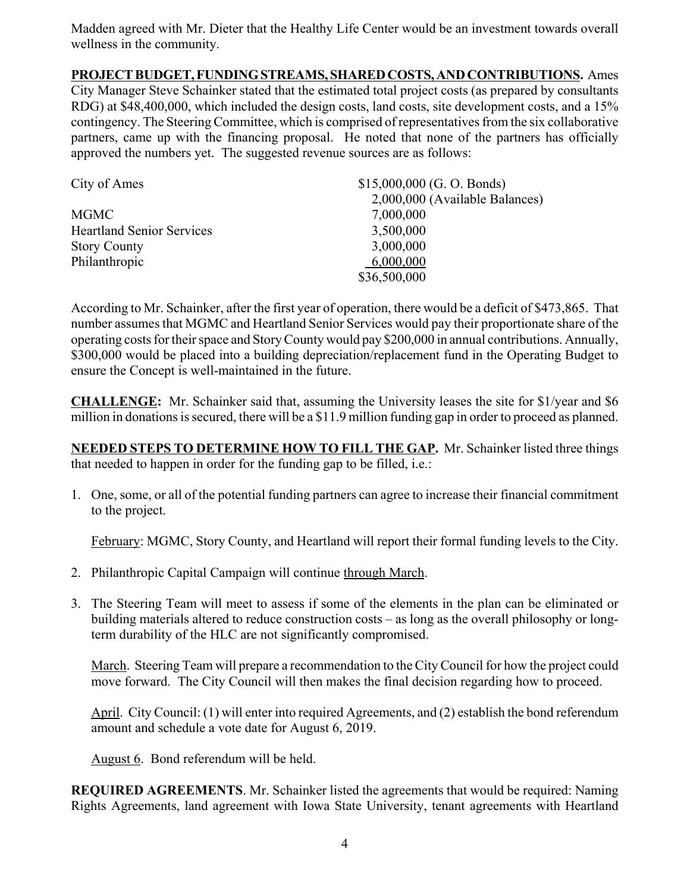Madden agreed with Mr. Dieter that the Healthy Life Center would be an investment towards overall wellness in the community.

**PROJECT BUDGET, FUNDING STREAMS, SHARED COSTS, AND CONTRIBUTIONS.** Ames City Manager Steve Schainker stated that the estimated total project costs (as prepared by consultants RDG) at $48,400,000, which included the design costs, land costs, site development costs, and a 15% contingency. The Steering Committee, which is comprised of representatives from the six collaborative partners, came up with the financing proposal. He noted that none of the partners has officially approved the numbers yet. The suggested revenue sources are as follows:

| | |
|---|---|
| City of Ames | $15,000,000 (G. O. Bonds) |
| | 2,000,000 (Available Balances) |
| MGMC | 7,000,000 |
| Heartland Senior Services | 3,500,000 |
| Story County | 3,000,000 |
| Philanthropic | 6,000,000 |
| | $36,500,000 |

According to Mr. Schainker, after the first year of operation, there would be a deficit of $473,865. That number assumes that MGMC and Heartland Senior Services would pay their proportionate share of the operating costs for their space and Story County would pay $200,000 in annual contributions. Annually, $300,000 would be placed into a building depreciation/replacement fund in the Operating Budget to ensure the Concept is well-maintained in the future.

**CHALLENGE:** Mr. Schainker said that, assuming the University leases the site for $1/year and $6 million in donations is secured, there will be a $11.9 million funding gap in order to proceed as planned.

**NEEDED STEPS TO DETERMINE HOW TO FILL THE GAP.** Mr. Schainker listed three things that needed to happen in order for the funding gap to be filled, i.e.:

1. One, some, or all of the potential funding partners can agree to increase their financial commitment to the project.

   February: MGMC, Story County, and Heartland will report their formal funding levels to the City.

2. Philanthropic Capital Campaign will continue through March.

3. The Steering Team will meet to assess if some of the elements in the plan can be eliminated or building materials altered to reduce construction costs – as long as the overall philosophy or long-term durability of the HLC are not significantly compromised.

   March. Steering Team will prepare a recommendation to the City Council for how the project could move forward. The City Council will then makes the final decision regarding how to proceed.

   April. City Council: (1) will enter into required Agreements, and (2) establish the bond referendum amount and schedule a vote date for August 6, 2019.

   August 6. Bond referendum will be held.

**REQUIRED AGREEMENTS**. Mr. Schainker listed the agreements that would be required: Naming Rights Agreements, land agreement with Iowa State University, tenant agreements with Heartland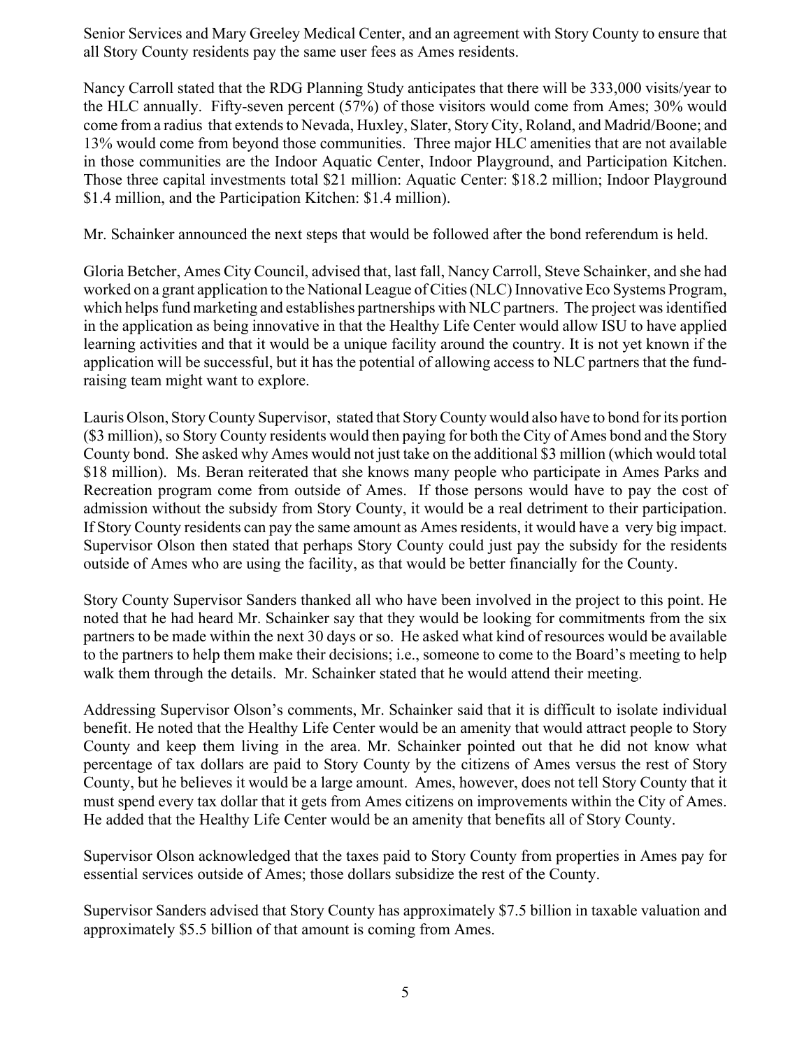Senior Services and Mary Greeley Medical Center, and an agreement with Story County to ensure that all Story County residents pay the same user fees as Ames residents.

Nancy Carroll stated that the RDG Planning Study anticipates that there will be 333,000 visits/year to the HLC annually. Fifty-seven percent (57%) of those visitors would come from Ames; 30% would come from a radius that extends to Nevada, Huxley, Slater, Story City, Roland, and Madrid/Boone; and 13% would come from beyond those communities. Three major HLC amenities that are not available in those communities are the Indoor Aquatic Center, Indoor Playground, and Participation Kitchen. Those three capital investments total $21 million: Aquatic Center: $18.2 million; Indoor Playground $1.4 million, and the Participation Kitchen: $1.4 million).

Mr. Schainker announced the next steps that would be followed after the bond referendum is held.

Gloria Betcher, Ames City Council, advised that, last fall, Nancy Carroll, Steve Schainker, and she had worked on a grant application to the National League of Cities (NLC) Innovative Eco Systems Program, which helps fund marketing and establishes partnerships with NLC partners. The project was identified in the application as being innovative in that the Healthy Life Center would allow ISU to have applied learning activities and that it would be a unique facility around the country. It is not yet known if the application will be successful, but it has the potential of allowing access to NLC partners that the fund-raising team might want to explore.

Lauris Olson, Story County Supervisor, stated that Story County would also have to bond for its portion ($3 million), so Story County residents would then paying for both the City of Ames bond and the Story County bond. She asked why Ames would not just take on the additional $3 million (which would total $18 million). Ms. Beran reiterated that she knows many people who participate in Ames Parks and Recreation program come from outside of Ames. If those persons would have to pay the cost of admission without the subsidy from Story County, it would be a real detriment to their participation. If Story County residents can pay the same amount as Ames residents, it would have a very big impact. Supervisor Olson then stated that perhaps Story County could just pay the subsidy for the residents outside of Ames who are using the facility, as that would be better financially for the County.

Story County Supervisor Sanders thanked all who have been involved in the project to this point. He noted that he had heard Mr. Schainker say that they would be looking for commitments from the six partners to be made within the next 30 days or so. He asked what kind of resources would be available to the partners to help them make their decisions; i.e., someone to come to the Board's meeting to help walk them through the details. Mr. Schainker stated that he would attend their meeting.

Addressing Supervisor Olson's comments, Mr. Schainker said that it is difficult to isolate individual benefit. He noted that the Healthy Life Center would be an amenity that would attract people to Story County and keep them living in the area. Mr. Schainker pointed out that he did not know what percentage of tax dollars are paid to Story County by the citizens of Ames versus the rest of Story County, but he believes it would be a large amount. Ames, however, does not tell Story County that it must spend every tax dollar that it gets from Ames citizens on improvements within the City of Ames. He added that the Healthy Life Center would be an amenity that benefits all of Story County.

Supervisor Olson acknowledged that the taxes paid to Story County from properties in Ames pay for essential services outside of Ames; those dollars subsidize the rest of the County.

Supervisor Sanders advised that Story County has approximately $7.5 billion in taxable valuation and approximately $5.5 billion of that amount is coming from Ames.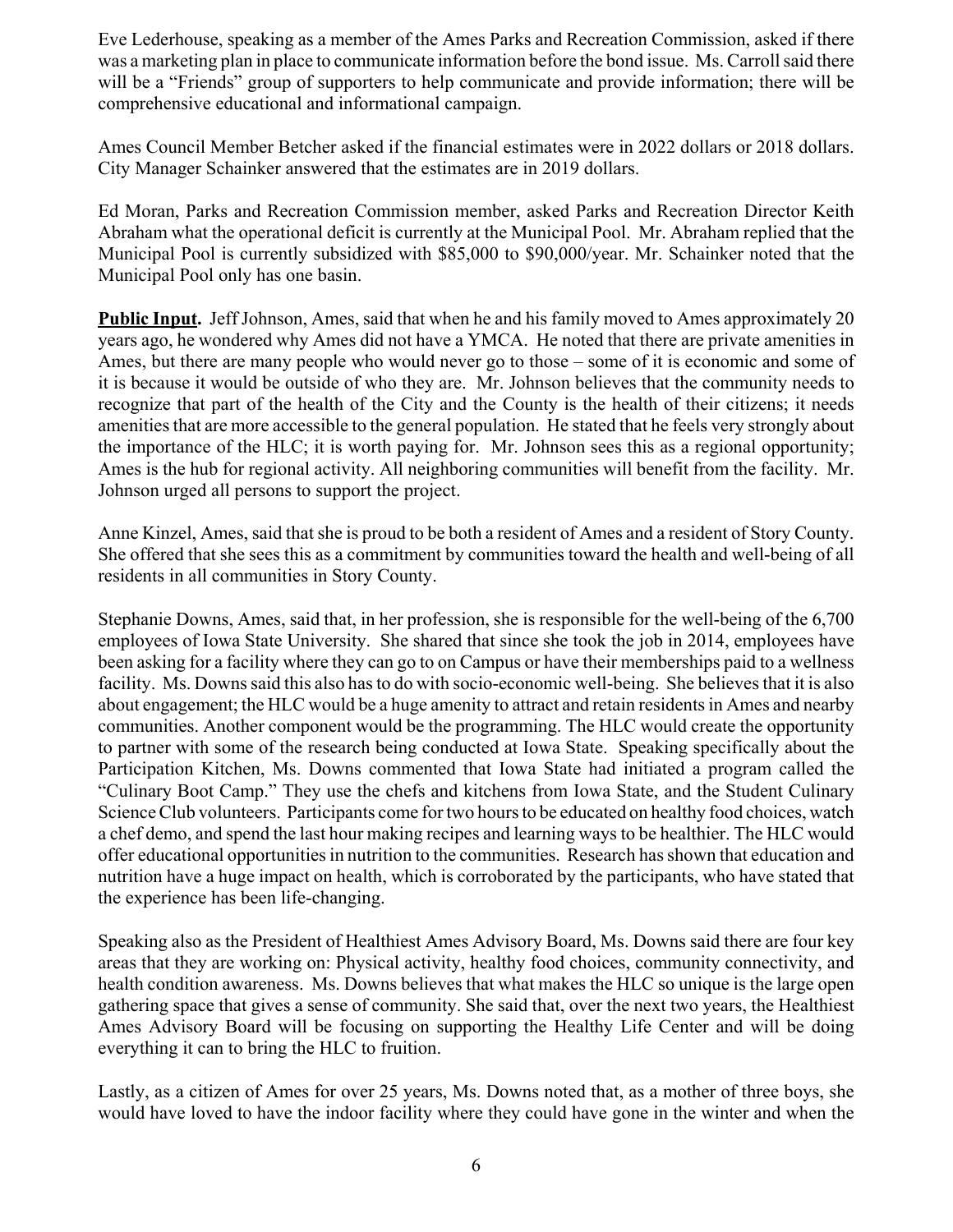Eve Lederhouse, speaking as a member of the Ames Parks and Recreation Commission, asked if there was a marketing plan in place to communicate information before the bond issue. Ms. Carroll said there will be a "Friends" group of supporters to help communicate and provide information; there will be comprehensive educational and informational campaign.

Ames Council Member Betcher asked if the financial estimates were in 2022 dollars or 2018 dollars. City Manager Schainker answered that the estimates are in 2019 dollars.

Ed Moran, Parks and Recreation Commission member, asked Parks and Recreation Director Keith Abraham what the operational deficit is currently at the Municipal Pool. Mr. Abraham replied that the Municipal Pool is currently subsidized with $85,000 to $90,000/year. Mr. Schainker noted that the Municipal Pool only has one basin.

**Public Input.** Jeff Johnson, Ames, said that when he and his family moved to Ames approximately 20 years ago, he wondered why Ames did not have a YMCA. He noted that there are private amenities in Ames, but there are many people who would never go to those – some of it is economic and some of it is because it would be outside of who they are. Mr. Johnson believes that the community needs to recognize that part of the health of the City and the County is the health of their citizens; it needs amenities that are more accessible to the general population. He stated that he feels very strongly about the importance of the HLC; it is worth paying for. Mr. Johnson sees this as a regional opportunity; Ames is the hub for regional activity. All neighboring communities will benefit from the facility. Mr. Johnson urged all persons to support the project.

Anne Kinzel, Ames, said that she is proud to be both a resident of Ames and a resident of Story County. She offered that she sees this as a commitment by communities toward the health and well-being of all residents in all communities in Story County.

Stephanie Downs, Ames, said that, in her profession, she is responsible for the well-being of the 6,700 employees of Iowa State University. She shared that since she took the job in 2014, employees have been asking for a facility where they can go to on Campus or have their memberships paid to a wellness facility. Ms. Downs said this also has to do with socio-economic well-being. She believes that it is also about engagement; the HLC would be a huge amenity to attract and retain residents in Ames and nearby communities. Another component would be the programming. The HLC would create the opportunity to partner with some of the research being conducted at Iowa State. Speaking specifically about the Participation Kitchen, Ms. Downs commented that Iowa State had initiated a program called the "Culinary Boot Camp." They use the chefs and kitchens from Iowa State, and the Student Culinary Science Club volunteers. Participants come for two hours to be educated on healthy food choices, watch a chef demo, and spend the last hour making recipes and learning ways to be healthier. The HLC would offer educational opportunities in nutrition to the communities. Research has shown that education and nutrition have a huge impact on health, which is corroborated by the participants, who have stated that the experience has been life-changing.

Speaking also as the President of Healthiest Ames Advisory Board, Ms. Downs said there are four key areas that they are working on: Physical activity, healthy food choices, community connectivity, and health condition awareness. Ms. Downs believes that what makes the HLC so unique is the large open gathering space that gives a sense of community. She said that, over the next two years, the Healthiest Ames Advisory Board will be focusing on supporting the Healthy Life Center and will be doing everything it can to bring the HLC to fruition.

Lastly, as a citizen of Ames for over 25 years, Ms. Downs noted that, as a mother of three boys, she would have loved to have the indoor facility where they could have gone in the winter and when the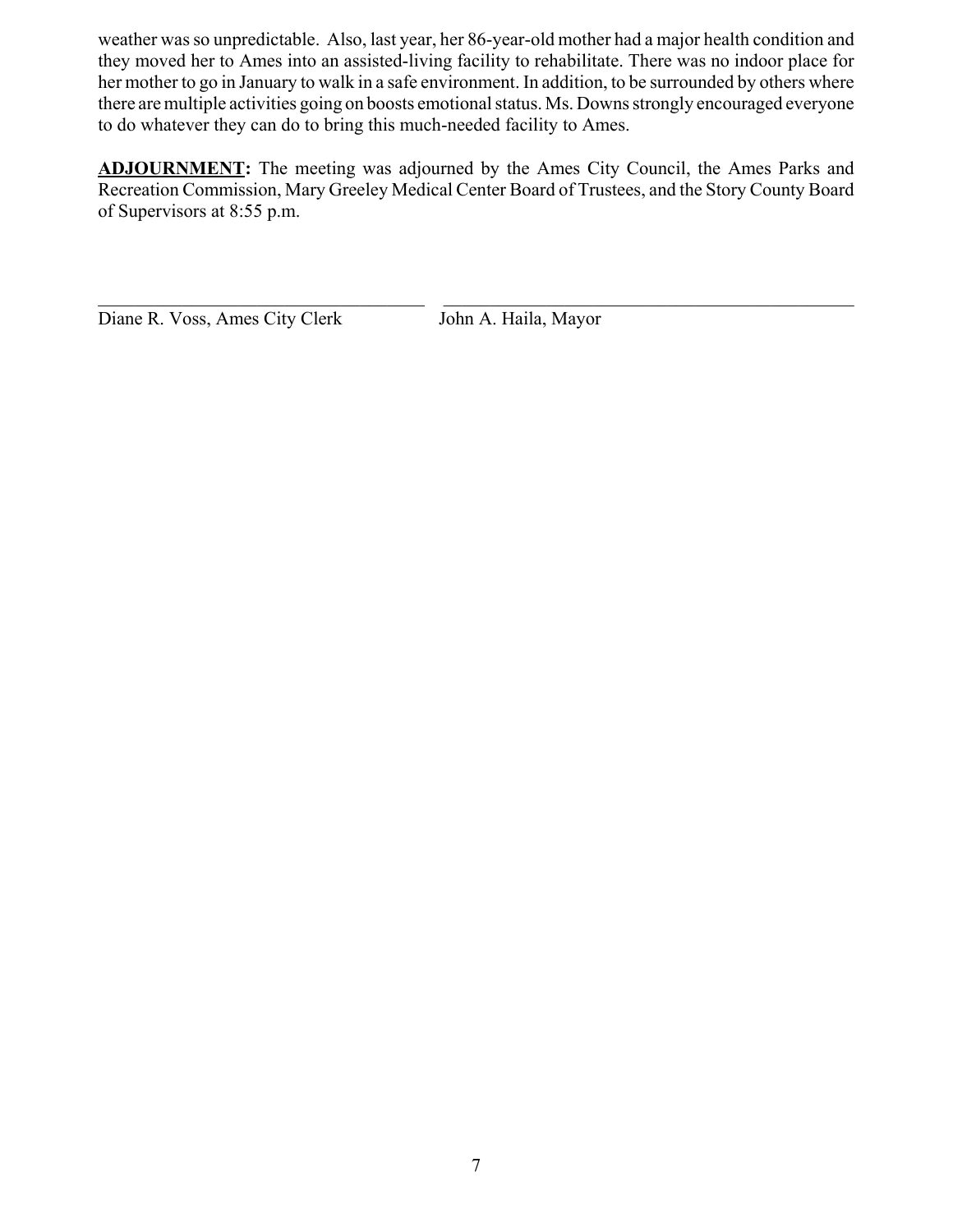weather was so unpredictable. Also, last year, her 86-year-old mother had a major health condition and they moved her to Ames into an assisted-living facility to rehabilitate. There was no indoor place for her mother to go in January to walk in a safe environment. In addition, to be surrounded by others where there are multiple activities going on boosts emotional status. Ms. Downs strongly encouraged everyone to do whatever they can do to bring this much-needed facility to Ames.

**ADJOURNMENT:** The meeting was adjourned by the Ames City Council, the Ames Parks and Recreation Commission, Mary Greeley Medical Center Board of Trustees, and the Story County Board of Supervisors at 8:55 p.m.

\_\_\_\_\_\_\_\_\_\_\_\_\_\_\_\_\_\_\_\_\_\_\_\_\_\_\_\_\_\_\_\_\_\_ \_\_\_\_\_\_\_\_\_\_\_\_\_\_\_\_\_\_\_\_\_\_\_\_\_\_\_\_\_\_\_\_\_\_\_\_\_\_\_\_\_\_

Diane R. Voss, Ames City Clerk John A. Haila, Mayor